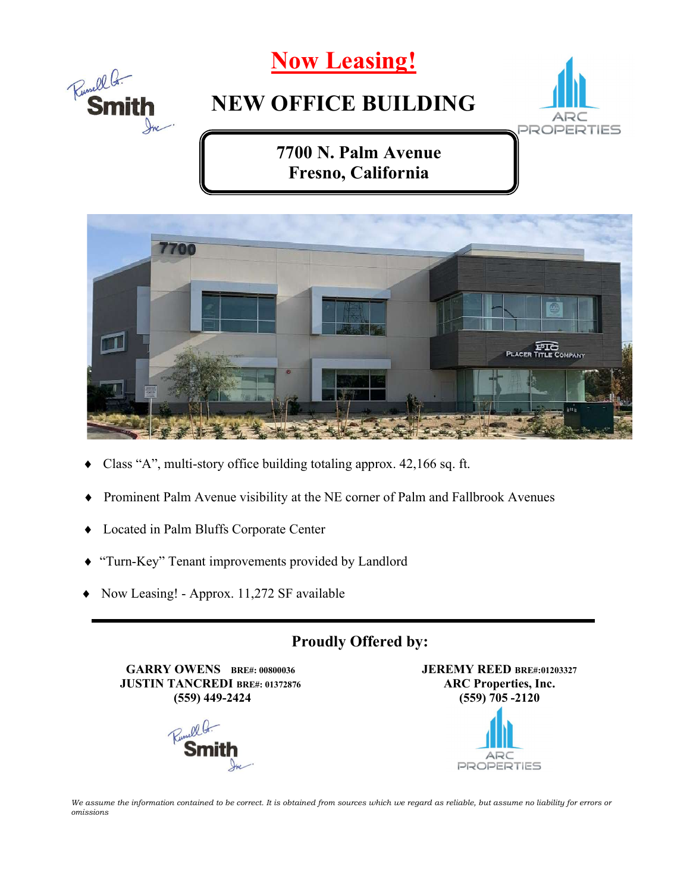# Now Leasing!

## NEW OFFICE BUILDING

**7700 N. Palm Avenue**
**Fresno, California**

- Class "A", multi-story office building totaling approx. 42,166 sq. ft.
- Prominent Palm Avenue visibility at the NE corner of Palm and Fallbrook Avenues
- Located in Palm Bluffs Corporate Center
- "Turn-Key" Tenant improvements provided by Landlord
- Now Leasing! - Approx. 11,272 SF available

---

### Proudly Offered by:

**GARRY OWENS** BRE#: 00800036
**JUSTIN TANCREDI** BRE#: 01372876
**(559) 449-2424**

**JEREMY REED** BRE#:01203327
**ARC Properties, Inc.**
**(559) 705 -2120**

*We assume the information contained to be correct. It is obtained from sources which we regard as reliable, but assume no liability for errors or omissions*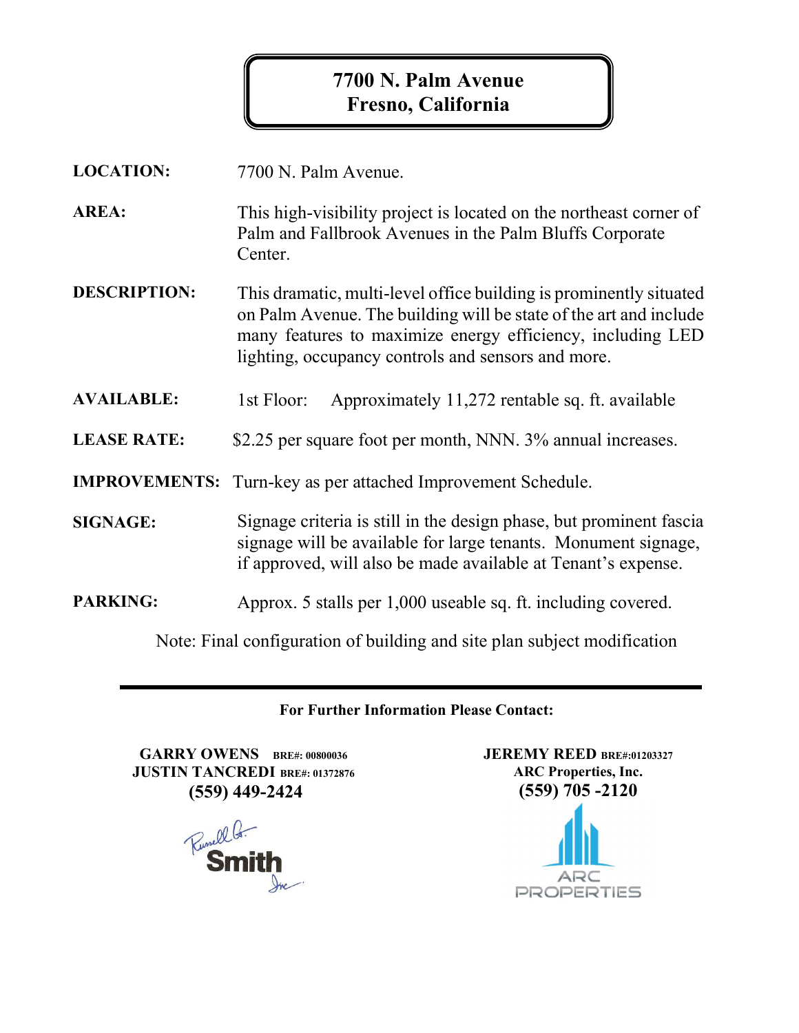# 7700 N. Palm Avenue
# Fresno, California

**LOCATION:** 7700 N. Palm Avenue.

**AREA:** This high-visibility project is located on the northeast corner of Palm and Fallbrook Avenues in the Palm Bluffs Corporate Center.

**DESCRIPTION:** This dramatic, multi-level office building is prominently situated on Palm Avenue. The building will be state of the art and include many features to maximize energy efficiency, including LED lighting, occupancy controls and sensors and more.

**AVAILABLE:** 1st Floor: Approximately 11,272 rentable sq. ft. available

**LEASE RATE:** $2.25 per square foot per month, NNN. 3% annual increases.

**IMPROVEMENTS:** Turn-key as per attached Improvement Schedule.

**SIGNAGE:** Signage criteria is still in the design phase, but prominent fascia signage will be available for large tenants. Monument signage, if approved, will also be made available at Tenant's expense.

**PARKING:** Approx. 5 stalls per 1,000 useable sq. ft. including covered.

Note: Final configuration of building and site plan subject modification

---

**For Further Information Please Contact:**

**GARRY OWENS** BRE#: 00800036
**JUSTIN TANCREDI** BRE#: 01372876
**(559) 449-2424**

Russell G. Smith Inc.

**JEREMY REED** BRE#:01203327
**ARC Properties, Inc.**
**(559) 705 -2120**

ARC PROPERTIES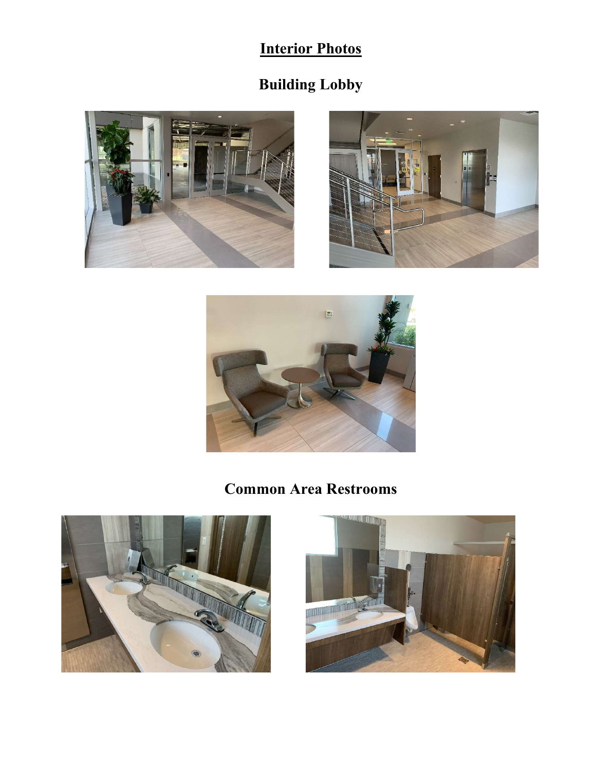# Interior Photos

## Building Lobby

## Common Area Restrooms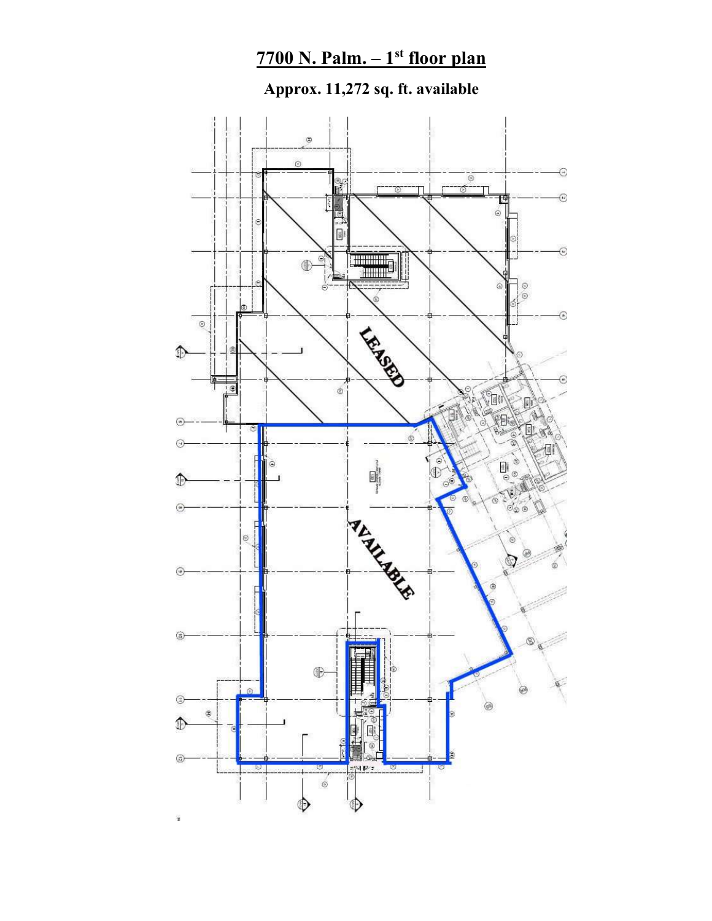# 7700 N. Palm. – 1st floor plan

## Approx. 11,272 sq. ft. available

LEASED

AVAILABLE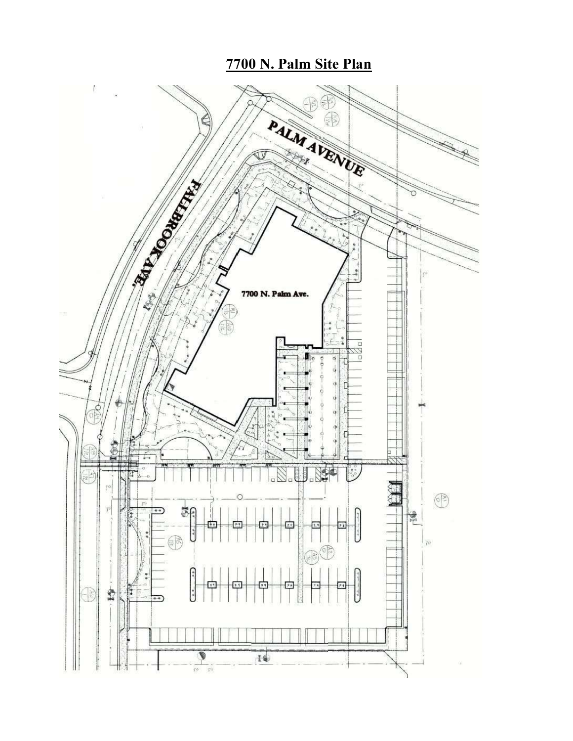# 7700 N. Palm Site Plan

PALM AVENUE

FALLBROOK AVE.

7700 N. Palm Ave.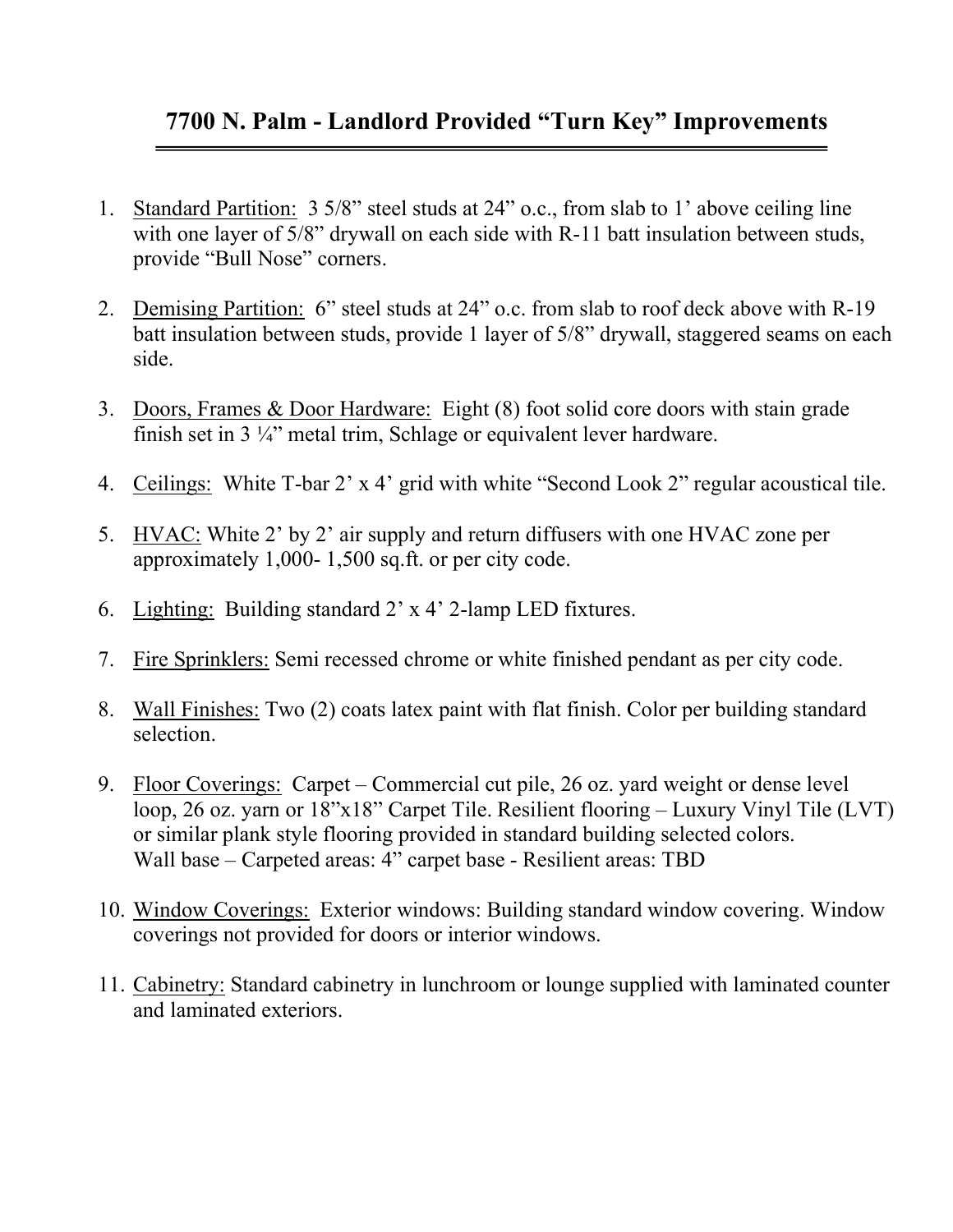# 7700 N. Palm - Landlord Provided "Turn Key" Improvements

1. Standard Partition: 3 5/8" steel studs at 24" o.c., from slab to 1' above ceiling line with one layer of 5/8" drywall on each side with R-11 batt insulation between studs, provide "Bull Nose" corners.

2. Demising Partition: 6" steel studs at 24" o.c. from slab to roof deck above with R-19 batt insulation between studs, provide 1 layer of 5/8" drywall, staggered seams on each side.

3. Doors, Frames & Door Hardware: Eight (8) foot solid core doors with stain grade finish set in 3 ¼" metal trim, Schlage or equivalent lever hardware.

4. Ceilings: White T-bar 2' x 4' grid with white "Second Look 2" regular acoustical tile.

5. HVAC: White 2' by 2' air supply and return diffusers with one HVAC zone per approximately 1,000- 1,500 sq.ft. or per city code.

6. Lighting: Building standard 2' x 4' 2-lamp LED fixtures.

7. Fire Sprinklers: Semi recessed chrome or white finished pendant as per city code.

8. Wall Finishes: Two (2) coats latex paint with flat finish. Color per building standard selection.

9. Floor Coverings: Carpet – Commercial cut pile, 26 oz. yard weight or dense level loop, 26 oz. yarn or 18"x18" Carpet Tile. Resilient flooring – Luxury Vinyl Tile (LVT) or similar plank style flooring provided in standard building selected colors.
   Wall base – Carpeted areas: 4" carpet base - Resilient areas: TBD

10. Window Coverings: Exterior windows: Building standard window covering. Window coverings not provided for doors or interior windows.

11. Cabinetry: Standard cabinetry in lunchroom or lounge supplied with laminated counter and laminated exteriors.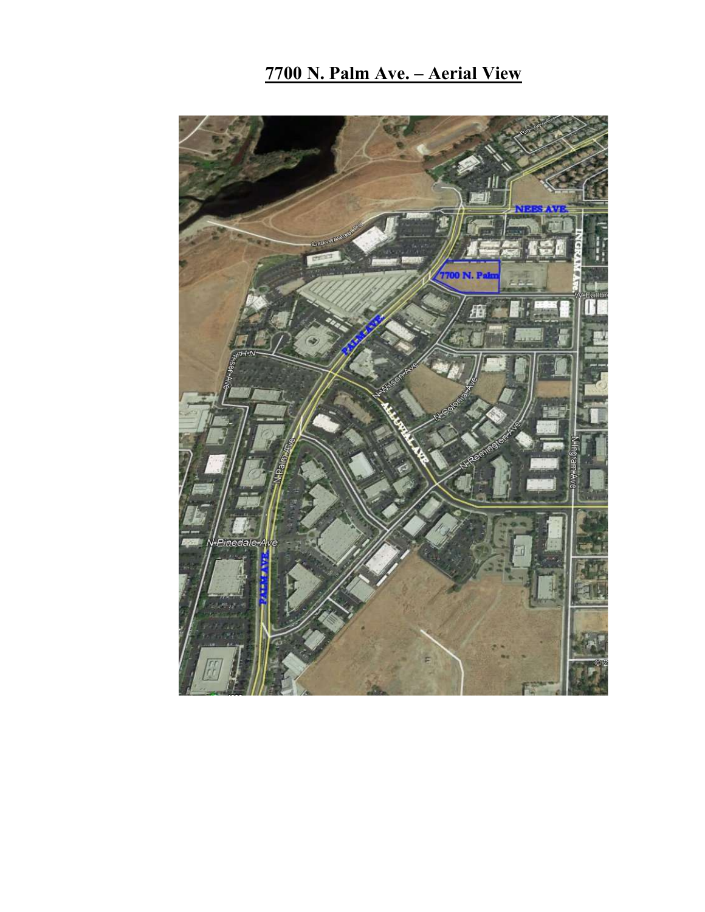# 7700 N. Palm Ave. – Aerial View